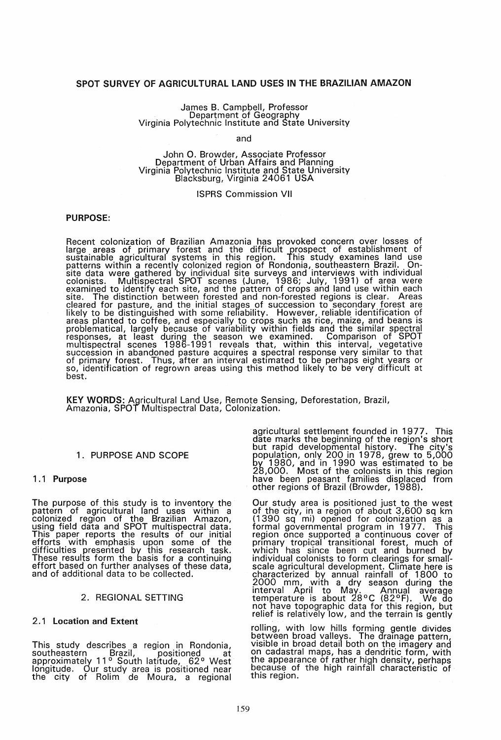# SPOT SURVEY OF AGRICULTURAL LAND USES IN THE BRAZILIAN AMAZON

James B. Campbell, Professor
Department of Geography
Virginia Polytechnic Institute and State University

and

John O. Browder, Associate Professor
Department of Urban Affairs and Planning
Virginia Polytechnic Institute and State University
Blacksburg, Virginia 24061 USA

ISPRS Commission VII

**PURPOSE:**

Recent colonization of Brazilian Amazonia has provoked concern over losses of large areas of primary forest and the difficult prospect of establishment of sustainable agricultural systems in this region. This study examines land use patterns within a recently colonized region of Rondonia, southeastern Brazil. On-site data were gathered by individual site surveys and interviews with individual colonists. Multispectral SPOT scenes (June, 1986; July, 1991) of area were examined to identify each site, and the pattern of crops and land use within each site. The distinction between forested and non-forested regions is clear. Areas cleared for pasture, and the initial stages of succession to secondary forest are likely to be distinguished with some reliability. However, reliable identification of areas planted to coffee, and especially to crops such as rice, maize, and beans is problematical, largely because of variability within fields and the similar spectral responses, at least during the season we examined. Comparison of SPOT multispectral scenes 1986-1991 reveals that, within this interval, vegetative succession in abandoned pasture acquires a spectral response very similar to that of primary forest. Thus, after an interval estimated to be perhaps eight years or so, identification of regrown areas using this method likely to be very difficult at best.

**KEY WORDS:** Agricultural Land Use, Remote Sensing, Deforestation, Brazil, Amazonia, SPOT Multispectral Data, Colonization.

## 1. PURPOSE AND SCOPE

### 1.1 Purpose

The purpose of this study is to inventory the pattern of agricultural land uses within a colonized region of the Brazilian Amazon, using field data and SPOT multispectral data. This paper reports the results of our initial efforts with emphasis upon some of the difficulties presented by this research task. These results form the basis for a continuing effort based on further analyses of these data, and of additional data to be collected.

## 2. REGIONAL SETTING

### 2.1 Location and Extent

This study describes a region in Rondonia, southeastern Brazil, positioned at approximately 11° South latitude, 62° West longitude. Our study area is positioned near the city of Rolim de Moura, a regional agricultural settlement founded in 1977. This date marks the beginning of the region's short but rapid developmental history. The city's population, only 200 in 1978, grew to 5,000 by 1980, and in 1990 was estimated to be 28,000. Most of the colonists in this region have been peasant families displaced from other regions of Brazil (Browder, 1988).

Our study area is positioned just to the west of the city, in a region of about 3,600 sq km (1390 sq mi) opened for colonization as a formal governmental program in 1977. This region once supported a continuous cover of primary tropical transitional forest, much of which has since been cut and burned by individual colonists to form clearings for small-scale agricultural development. Climate here is characterized by annual rainfall of 1800 to 2000 mm, with a dry season during the interval April to May. Annual average temperature is about 28°C (82°F). We do not have topographic data for this region, but relief is relatively low, and the terrain is gently rolling, with low hills forming gentle divides between broad valleys. The drainage pattern, visible in broad detail both on the imagery and on cadastral maps, has a dendritic form, with the appearance of rather high density, perhaps because of the high rainfall characteristic of this region.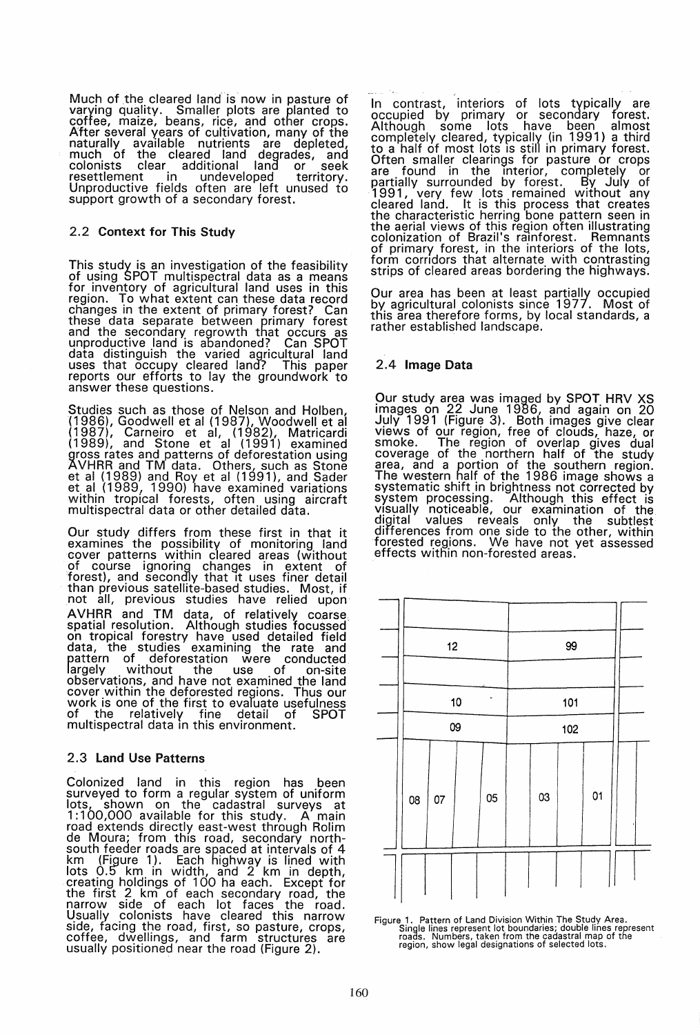Much of the cleared land is now in pasture of varying quality. Smaller plots are planted to coffee, maize, beans, rice, and other crops. After several years of cultivation, many of the naturally available nutrients are depleted, much of the cleared land degrades, and colonists clear additional land or seek resettlement in undeveloped territory. Unproductive fields often are left unused to support growth of a secondary forest.

## 2.2 Context for This Study

This study is an investigation of the feasibility of using SPOT multispectral data as a means for inventory of agricultural land uses in this region. To what extent can these data record changes in the extent of primary forest? Can these data separate between primary forest and the secondary regrowth that occurs as unproductive land is abandoned? Can SPOT data distinguish the varied agricultural land uses that occupy cleared land? This paper reports our efforts to lay the groundwork to answer these questions.

Studies such as those of Nelson and Holben, (1986), Goodwell et al (1987), Woodwell et al (1987), Carneiro et al, (1982), Matricardi (1989), and Stone et al (1991) examined gross rates and patterns of deforestation using AVHRR and TM data. Others, such as Stone et al (1989) and Roy et al (1991), and Sader et al (1989, 1990) have examined variations within tropical forests, often using aircraft multispectral data or other detailed data.

Our study differs from these first in that it examines the possibility of monitoring land cover patterns within cleared areas (without of course ignoring changes in extent of forest), and secondly that it uses finer detail than previous satellite-based studies. Most, if not all, previous studies have relied upon AVHRR and TM data, of relatively coarse spatial resolution. Although studies focussed on tropical forestry have used detailed field data, the studies examining the rate and pattern of deforestation were conducted largely without the use of on-site observations, and have not examined the land cover within the deforested regions. Thus our work is one of the first to evaluate usefulness of the relatively fine detail of SPOT multispectral data in this environment.

## 2.3 Land Use Patterns

Colonized land in this region has been surveyed to form a regular system of uniform lots, shown on the cadastral surveys at 1:100,000 available for this study. A main road extends directly east-west through Rolim de Moura; from this road, secondary north-south feeder roads are spaced at intervals of 4 km (Figure 1). Each highway is lined with lots 0.5 km in width, and 2 km in depth, creating holdings of 100 ha each. Except for the first 2 km of each secondary road, the narrow side of each lot faces the road. Usually colonists have cleared this narrow side, facing the road, first, so pasture, crops, coffee, dwellings, and farm structures are usually positioned near the road (Figure 2).

In contrast, interiors of lots typically are occupied by primary or secondary forest. Although some lots have been almost completely cleared, typically (in 1991) a third to a half of most lots is still in primary forest. Often smaller clearings for pasture or crops are found in the interior, completely or partially surrounded by forest. By July of 1991, very few lots remained without any cleared land. It is this process that creates the characteristic herring bone pattern seen in the aerial views of this region often illustrating colonization of Brazil's rainforest. Remnants of primary forest, in the interiors of the lots, form corridors that alternate with contrasting strips of cleared areas bordering the highways.

Our area has been at least partially occupied by agricultural colonists since 1977. Most of this area therefore forms, by local standards, a rather established landscape.

## 2.4 Image Data

Our study area was imaged by SPOT HRV XS images on 22 June 1986, and again on 20 July 1991 (Figure 3). Both images give clear views of our region, free of clouds, haze, or smoke. The region of overlap gives dual coverage of the northern half of the study area, and a portion of the southern region. The western half of the 1986 image shows a systematic shift in brightness not corrected by system processing. Although this effect is visually noticeable, our examination of the digital values reveals only the subtlest differences from one side to the other, within forested regions. We have not yet assessed effects within non-forested areas.

Figure 1. Pattern of Land Division Within The Study Area. Single lines represent lot boundaries; double lines represent roads. Numbers, taken from the cadastral map of the region, show legal designations of selected lots.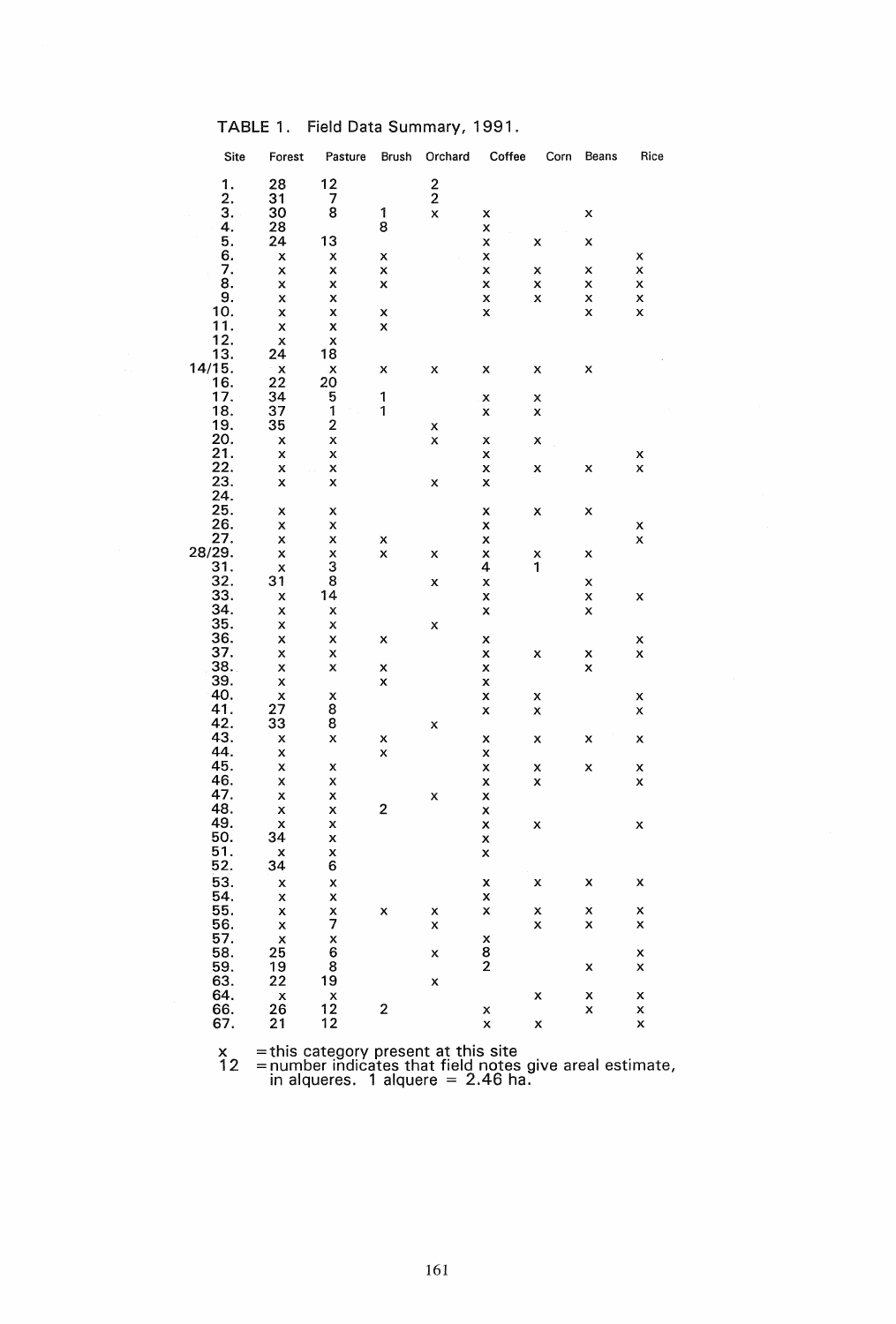TABLE 1. Field Data Summary, 1991.

| Site | Forest | Pasture | Brush | Orchard | Coffee | Corn | Beans | Rice |
|---|---|---|---|---|---|---|---|---|
| 1. | 28 | 12 | | 2 | | | | |
| 2. | 31 | 7 | | 2 | | | | |
| 3. | 30 | 8 | 1 | x | x | | x | |
| 4. | 28 | | 8 | | x | | | |
| 5. | 24 | 13 | | | x | x | x | |
| 6. | x | x | x | | x | | | x |
| 7. | x | x | x | | x | x | x | x |
| 8. | x | x | x | | x | x | x | x |
| 9. | x | x | | | x | x | x | x |
| 10. | x | x | x | | x | | x | x |
| 11. | x | x | x | | | | | |
| 12. | x | x | | | | | | |
| 13. | 24 | 18 | | | | | | |
| 14/15. | x | x | x | x | x | x | x | |
| 16. | 22 | 20 | | | | | | |
| 17. | 34 | 5 | 1 | | x | x | | |
| 18. | 37 | 1 | 1 | | x | x | | |
| 19. | 35 | 2 | | x | | | | |
| 20. | x | x | | x | x | x | | |
| 21. | x | x | | | x | | | x |
| 22. | x | x | | | x | x | x | x |
| 23. | x | x | | x | x | | | |
| 24. | | | | | | | | |
| 25. | x | x | | | x | x | x | |
| 26. | x | x | | | x | | | x |
| 27. | x | x | x | | x | | | x |
| 28/29. | x | x | x | x | x | x | x | |
| 31. | x | 3 | | | 4 | 1 | | |
| 32. | 31 | 8 | | x | x | | x | |
| 33. | x | 14 | | | x | | x | x |
| 34. | x | x | | | x | | x | |
| 35. | x | x | | x | | | | |
| 36. | x | x | x | | x | | | x |
| 37. | x | x | | | x | x | x | x |
| 38. | x | x | x | | x | | x | |
| 39. | x | | x | | x | | | |
| 40. | x | x | | | x | x | | x |
| 41. | 27 | 8 | | | x | x | | x |
| 42. | 33 | 8 | | x | | | | |
| 43. | x | x | x | | x | x | x | x |
| 44. | x | | x | | x | | | |
| 45. | x | x | | | x | x | x | x |
| 46. | x | x | | | x | x | | x |
| 47. | x | x | | x | x | | | |
| 48. | x | x | 2 | | x | | | |
| 49. | x | x | | | x | x | | x |
| 50. | 34 | x | | | x | | | |
| 51. | x | x | | | x | | | |
| 52. | 34 | 6 | | | | | | |
| 53. | x | x | | | x | x | x | x |
| 54. | x | x | | | x | | | |
| 55. | x | x | x | x | x | x | x | x |
| 56. | x | 7 | | x | | x | x | x |
| 57. | x | x | | | x | | | |
| 58. | 25 | 6 | | x | 8 | | | x |
| 59. | 19 | 8 | | | 2 | | x | x |
| 63. | 22 | 19 | | x | | | | |
| 64. | x | x | | | | x | x | x |
| 66. | 26 | 12 | 2 | | x | | x | x |
| 67. | 21 | 12 | | | x | x | | x |

x = this category present at this site
12 = number indicates that field notes give areal estimate, in alqueres. 1 alquere = 2.46 ha.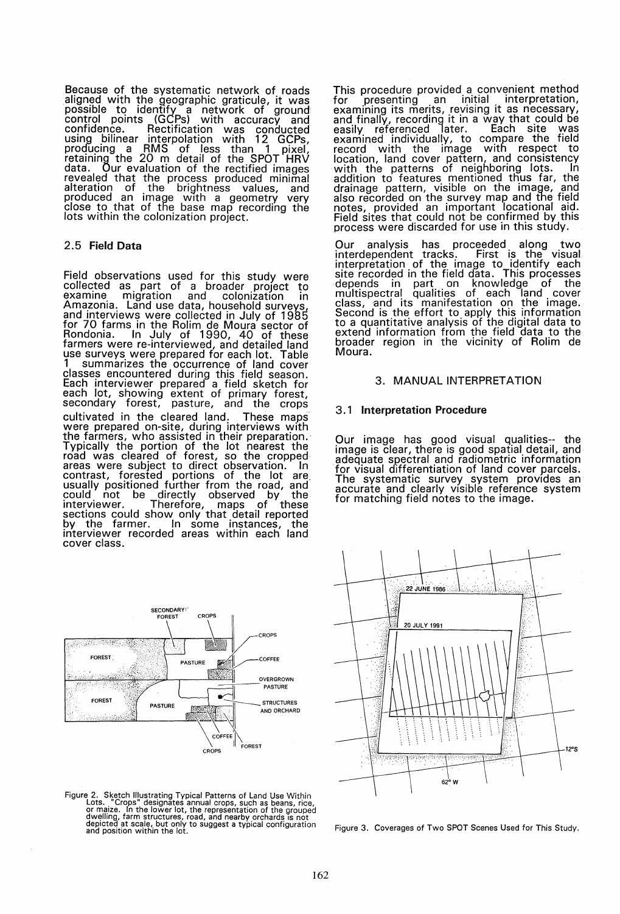Because of the systematic network of roads aligned with the geographic graticule, it was possible to identify a network of ground control points (GCPs) with accuracy and confidence. Rectification was conducted using bilinear interpolation with 12 GCPs, producing a RMS of less than 1 pixel, retaining the 20 m detail of the SPOT HRV data. Our evaluation of the rectified images revealed that the process produced minimal alteration of the brightness values, and produced an image with a geometry very close to that of the base map recording the lots within the colonization project.

### 2.5 Field Data

Field observations used for this study were collected as part of a broader project to examine migration and colonization in Amazonia. Land use data, household surveys, and interviews were collected in July of 1985 for 70 farms in the Rolim de Moura sector of Rondonia. In July of 1990, 40 of these farmers were re-interviewed, and detailed land use surveys were prepared for each lot. Table 1 summarizes the occurrence of land cover classes encountered during this field season. Each interviewer prepared a field sketch for each lot, showing extent of primary forest, secondary forest, pasture, and the crops cultivated in the cleared land. These maps were prepared on-site, during interviews with the farmers, who assisted in their preparation. Typically the portion of the lot nearest the road was cleared of forest, so the cropped areas were subject to direct observation. In contrast, forested portions of the lot are usually positioned further from the road, and could not be directly observed by the interviewer. Therefore, maps of these sections could show only that detail reported by the farmer. In some instances, the interviewer recorded areas within each land cover class.

Figure 2. Sketch Illustrating Typical Patterns of Land Use Within Lots. "Crops" designates annual crops, such as beans, rice, or maize. In the lower lot, the representation of the grouped dwelling, farm structures, road, and nearby orchards is not depicted at scale, but only to suggest a typical configuration and position within the lot.

This procedure provided a convenient method for presenting an initial interpretation, examining its merits, revising it as necessary, and finally, recording it in a way that could be easily referenced later. Each site was examined individually, to compare the field record with the image with respect to location, land cover pattern, and consistency with the patterns of neighboring lots. In addition to features mentioned thus far, the drainage pattern, visible on the image, and also recorded on the survey map and the field notes, provided an important locational aid. Field sites that could not be confirmed by this process were discarded for use in this study.

Our analysis has proceeded along two interdependent tracks. First is the visual interpretation of the image to identify each site recorded in the field data. This processes depends in part on knowledge of the multispectral qualities of each land cover class, and its manifestation on the image. Second is the effort to apply this information to a quantitative analysis of the digital data to extend information from the field data to the broader region in the vicinity of Rolim de Moura.

## 3. MANUAL INTERPRETATION

### 3.1 Interpretation Procedure

Our image has good visual qualities-- the image is clear, there is good spatial detail, and adequate spectral and radiometric information for visual differentiation of land cover parcels. The systematic survey system provides an accurate and clearly visible reference system for matching field notes to the image.

Figure 3. Coverages of Two SPOT Scenes Used for This Study.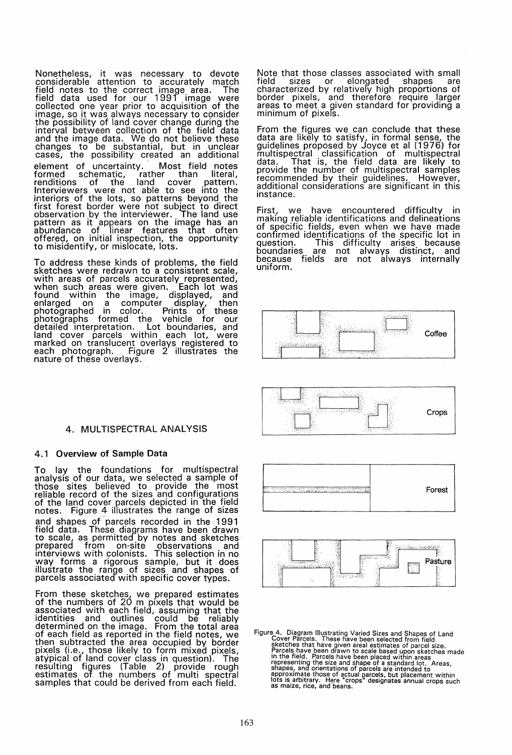Nonetheless, it was necessary to devote considerable attention to accurately match field notes to the correct image area. The field data used for our 1991 image were collected one year prior to acquisition of the image, so it was always necessary to consider the possibility of land cover change during the interval between collection of the field data and the image data. We do not believe these changes to be substantial, but in unclear cases, the possibility created an additional element of uncertainty. Most field notes formed schematic, rather than literal, renditions of the land cover pattern. Interviewers were not able to see into the interiors of the lots, so patterns beyond the first forest border were not subject to direct observation by the interviewer. The land use pattern as it appears on the image has an abundance of linear features that often offered, on initial inspection, the opportunity to misidentify, or mislocate, lots.

To address these kinds of problems, the field sketches were redrawn to a consistent scale, with areas of parcels accurately represented, when such areas were given. Each lot was found within the image, displayed, and enlarged on a computer display, then photographed in color. Prints of these photographs formed the vehicle for our detailed interpretation. Lot boundaries, and land cover parcels within each lot, were marked on translucent overlays registered to each photograph. Figure 2 illustrates the nature of these overlays.

## 4. MULTISPECTRAL ANALYSIS

### 4.1 Overview of Sample Data

To lay the foundations for multispectral analysis of our data, we selected a sample of those sites believed to provide the most reliable record of the sizes and configurations of the land cover parcels depicted in the field notes. Figure 4 illustrates the range of sizes and shapes of parcels recorded in the 1991 field data. These diagrams have been drawn to scale, as permitted by notes and sketches prepared from on-site observations and interviews with colonists. This selection in no way forms a rigorous sample, but it does illustrate the range of sizes and shapes of parcels associated with specific cover types.

From these sketches, we prepared estimates of the numbers of 20 m pixels that would be associated with each field, assuming that the identities and outlines could be reliably determined on the image. From the total area of each field as reported in the field notes, we then subtracted the area occupied by border pixels (i.e., those likely to form mixed pixels, atypical of land cover class in question). The resulting figures (Table 2) provide rough estimates of the numbers of multi spectral samples that could be derived from each field.

Note that those classes associated with small field sizes or elongated shapes are characterized by relatively high proportions of border pixels, and therefore require larger areas to meet a given standard for providing a minimum of pixels.

From the figures we can conclude that these data are likely to satisfy, in formal sense, the guidelines proposed by Joyce et al (1976) for multispectral classification of multispectral data. That is, the field data are likely to provide the number of multispectral samples recommended by their guidelines. However, additional considerations are significant in this instance.

First, we have encountered difficulty in making reliable identifications and delineations of specific fields, even when we have made confirmed identifications of the specific lot in question. This difficulty arises because boundaries are not always distinct, and because fields are not always internally uniform.

Coffee

Crops

Forest

Pasture

Figure 4. Diagram Illustrating Varied Sizes and Shapes of Land Cover Parcels. These have been selected from field sketches that have given areal estimates of parcel size. Parcels have been drawn to scale based upon sketches made in the field. Parcels have been placed within areas representing the size and shape of a standard lot. Areas, shapes, and orientations of parcels are intended to approximate those of actual parcels, but placement within lots is arbitrary. Here "crops" designates annual crops such as maize, rice, and beans.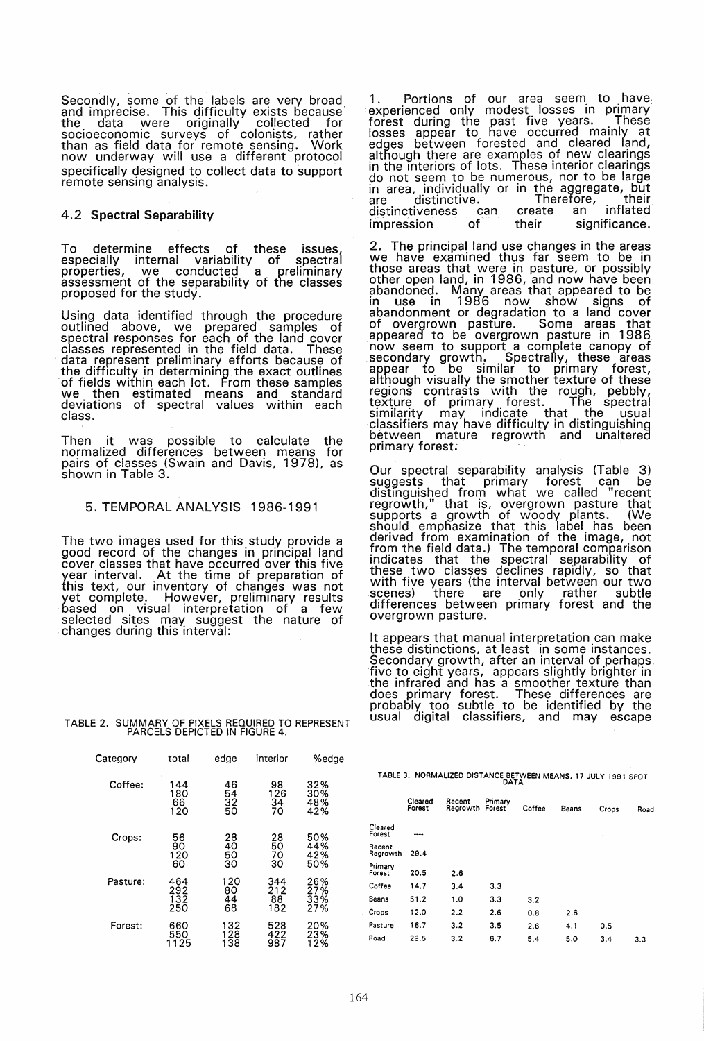Secondly, some of the labels are very broad and imprecise. This difficulty exists because the data were originally collected for socioeconomic surveys of colonists, rather than as field data for remote sensing. Work now underway will use a different protocol specifically designed to collect data to support remote sensing analysis.

### 4.2 Spectral Separability

To determine effects of these issues, especially internal variability of spectral properties, we conducted a preliminary assessment of the separability of the classes proposed for the study.

Using data identified through the procedure outlined above, we prepared samples of spectral responses for each of the land cover classes represented in the field data. These data represent preliminary efforts because of the difficulty in determining the exact outlines of fields within each lot. From these samples we then estimated means and standard deviations of spectral values within each class.

Then it was possible to calculate the normalized differences between means for pairs of classes (Swain and Davis, 1978), as shown in Table 3.

## 5. TEMPORAL ANALYSIS 1986-1991

The two images used for this study provide a good record of the changes in principal land cover classes that have occurred over this five year interval. At the time of preparation of this text, our inventory of changes was not yet complete. However, preliminary results based on visual interpretation of a few selected sites may suggest the nature of changes during this interval:

1. Portions of our area seem to have experienced only modest losses in primary forest during the past five years. These losses appear to have occurred mainly at edges between forested and cleared land, although there are examples of new clearings in the interiors of lots. These interior clearings do not seem to be numerous, nor to be large in area, individually or in the aggregate, but are distinctive. Therefore, their distinctiveness can create an inflated impression of their significance.

2. The principal land use changes in the areas we have examined thus far seem to be in those areas that were in pasture, or possibly other open land, in 1986, and now have been abandoned. Many areas that appeared to be in use in 1986 now show signs of abandonment or degradation to a land cover of overgrown pasture. Some areas that appeared to be overgrown pasture in 1986 now seem to support a complete canopy of secondary growth. Spectrally, these areas appear to be similar to primary forest, although visually the smother texture of these regions contrasts with the rough, pebbly, texture of primary forest. The spectral similarity may indicate that the usual classifiers may have difficulty in distinguishing between mature regrowth and unaltered primary forest.

Our spectral separability analysis (Table 3) suggests that primary forest can be distinguished from what we called "recent regrowth," that is, overgrown pasture that supports a growth of woody plants. (We should emphasize that this label has been derived from examination of the image, not from the field data.) The temporal comparison indicates that the spectral separability of these two classes declines rapidly, so that with five years (the interval between our two scenes) there are only rather subtle differences between primary forest and the overgrown pasture.

It appears that manual interpretation can make these distinctions, at least in some instances. Secondary growth, after an interval of perhaps five to eight years, appears slightly brighter in the infrared and has a smoother texture than does primary forest. These differences are probably too subtle to be identified by the usual digital classifiers, and may escape

TABLE 2. SUMMARY OF PIXELS REQUIRED TO REPRESENT PARCELS DEPICTED IN FIGURE 4.

| Category | total | edge | interior | %edge |
|---|---|---|---|---|
| Coffee: | 144 | 46 | 98 | 32% |
| | 180 | 54 | 126 | 30% |
| | 66 | 32 | 34 | 48% |
| | 120 | 50 | 70 | 42% |
| Crops: | 56 | 28 | 28 | 50% |
| | 90 | 40 | 50 | 44% |
| | 120 | 50 | 70 | 42% |
| | 60 | 30 | 30 | 50% |
| Pasture: | 464 | 120 | 344 | 26% |
| | 292 | 80 | 212 | 27% |
| | 132 | 44 | 88 | 33% |
| | 250 | 68 | 182 | 27% |
| Forest: | 660 | 132 | 528 | 20% |
| | 550 | 128 | 422 | 23% |
| | 1125 | 138 | 987 | 12% |

TABLE 3. NORMALIZED DISTANCE BETWEEN MEANS, 17 JULY 1991 SPOT DATA

| | Cleared Forest | Recent Regrowth | Primary Forest | Coffee | Beans | Crops | Road |
|---|---|---|---|---|---|---|---|
| Cleared Forest | ---- | | | | | | |
| Recent Regrowth | 29.4 | | | | | | |
| Primary Forest | 20.5 | 2.6 | | | | | |
| Coffee | 14.7 | 3.4 | 3.3 | | | | |
| Beans | 51.2 | 1.0 | 3.3 | 3.2 | | | |
| Crops | 12.0 | 2.2 | 2.6 | 0.8 | 2.6 | | |
| Pasture | 16.7 | 3.2 | 3.5 | 2.6 | 4.1 | 0.5 | |
| Road | 29.5 | 3.2 | 6.7 | 5.4 | 5.0 | 3.4 | 3.3 |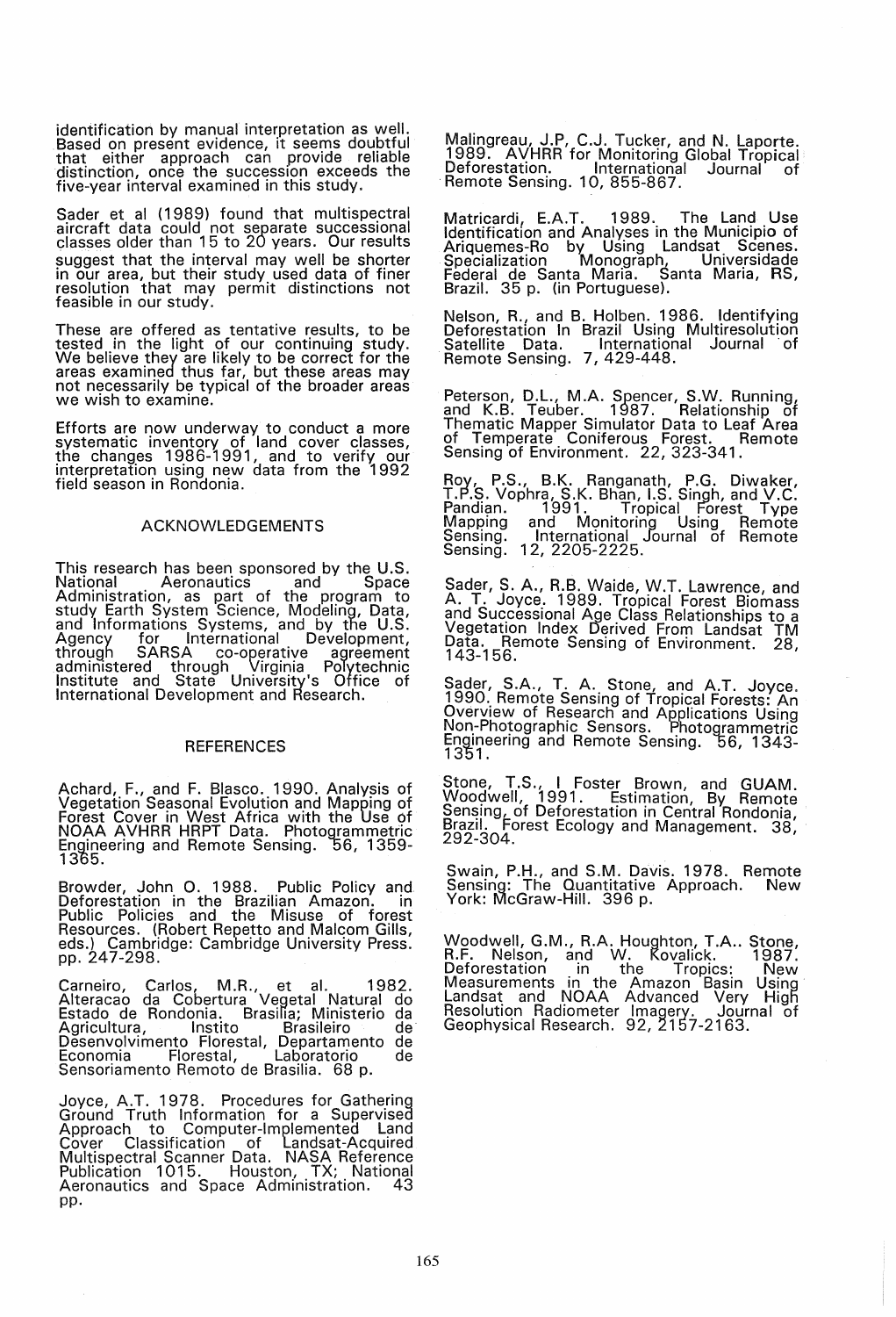identification by manual interpretation as well. Based on present evidence, it seems doubtful that either approach can provide reliable distinction, once the succession exceeds the five-year interval examined in this study.

Sader et al (1989) found that multispectral aircraft data could not separate successional classes older than 15 to 20 years. Our results suggest that the interval may well be shorter in our area, but their study used data of finer resolution that may permit distinctions not feasible in our study.

These are offered as tentative results, to be tested in the light of our continuing study. We believe they are likely to be correct for the areas examined thus far, but these areas may not necessarily be typical of the broader areas we wish to examine.

Efforts are now underway to conduct a more systematic inventory of land cover classes, the changes 1986-1991, and to verify our interpretation using new data from the 1992 field season in Rondonia.

## ACKNOWLEDGEMENTS

This research has been sponsored by the U.S. National Aeronautics and Space Administration, as part of the program to study Earth System Science, Modeling, Data, and Informations Systems, and by the U.S. Agency for International Development, through SARSA co-operative agreement administered through Virginia Polytechnic Institute and State University's Office of International Development and Research.

## REFERENCES

Achard, F., and F. Blasco. 1990. Analysis of Vegetation Seasonal Evolution and Mapping of Forest Cover in West Africa with the Use of NOAA AVHRR HRPT Data. Photogrammetric Engineering and Remote Sensing. 56, 1359-1365.

Browder, John O. 1988. Public Policy and Deforestation in the Brazilian Amazon. in Public Policies and the Misuse of forest Resources. (Robert Repetto and Malcom Gills, eds.) Cambridge: Cambridge University Press. pp. 247-298.

Carneiro, Carlos, M.R., et al. 1982. Alteracao da Cobertura Vegetal Natural do Estado de Rondonia. Brasilia; Ministerio da Agricultura, Instito Brasileiro de Desenvolvimento Florestal, Departamento de Economia Florestal, Laboratorio de Sensoriamento Remoto de Brasilia. 68 p.

Joyce, A.T. 1978. Procedures for Gathering Ground Truth Information for a Supervised Approach to Computer-Implemented Land Cover Classification of Landsat-Acquired Multispectral Scanner Data. NASA Reference Publication 1015. Houston, TX; National Aeronautics and Space Administration. 43 pp.

Malingreau, J.P, C.J. Tucker, and N. Laporte. 1989. AVHRR for Monitoring Global Tropical Deforestation. International Journal of Remote Sensing. 10, 855-867.

Matricardi, E.A.T. 1989. The Land Use Identification and Analyses in the Municipio of Ariquemes-Ro by Using Landsat Scenes. Specialization Monograph, Universidade Federal de Santa Maria. Santa Maria, RS, Brazil. 35 p. (in Portuguese).

Nelson, R., and B. Holben. 1986. Identifying Deforestation In Brazil Using Multiresolution Satellite Data. International Journal of Remote Sensing. 7, 429-448.

Peterson, D.L., M.A. Spencer, S.W. Running, and K.B. Teuber. 1987. Relationship of Thematic Mapper Simulator Data to Leaf Area of Temperate Coniferous Forest. Remote Sensing of Environment. 22, 323-341.

Roy, P.S., B.K. Ranganath, P.G. Diwaker, T.P.S. Vophra, S.K. Bhan, I.S. Singh, and V.C. Pandian. 1991. Tropical Forest Type Mapping and Monitoring Using Remote Sensing. International Journal of Remote Sensing. 12, 2205-2225.

Sader, S. A., R.B. Waide, W.T. Lawrence, and A. T. Joyce. 1989. Tropical Forest Biomass and Successional Age Class Relationships to a Vegetation Index Derived From Landsat TM Data. Remote Sensing of Environment. 28, 143-156.

Sader, S.A., T. A. Stone, and A.T. Joyce. 1990. Remote Sensing of Tropical Forests: An Overview of Research and Applications Using Non-Photographic Sensors. Photogrammetric Engineering and Remote Sensing. 56, 1343-1351.

Stone, T.S., I Foster Brown, and GUAM. Woodwell, 1991. Estimation, By Remote Sensing, of Deforestation in Central Rondonia, Brazil. Forest Ecology and Management. 38, 292-304.

Swain, P.H., and S.M. Davis. 1978. Remote Sensing: The Quantitative Approach. New York: McGraw-Hill. 396 p.

Woodwell, G.M., R.A. Houghton, T.A.. Stone, R.F. Nelson, and W. Kovalick. 1987. Deforestation in the Tropics: New Measurements in the Amazon Basin Using Landsat and NOAA Advanced Very High Resolution Radiometer Imagery. Journal of Geophysical Research. 92, 2157-2163.